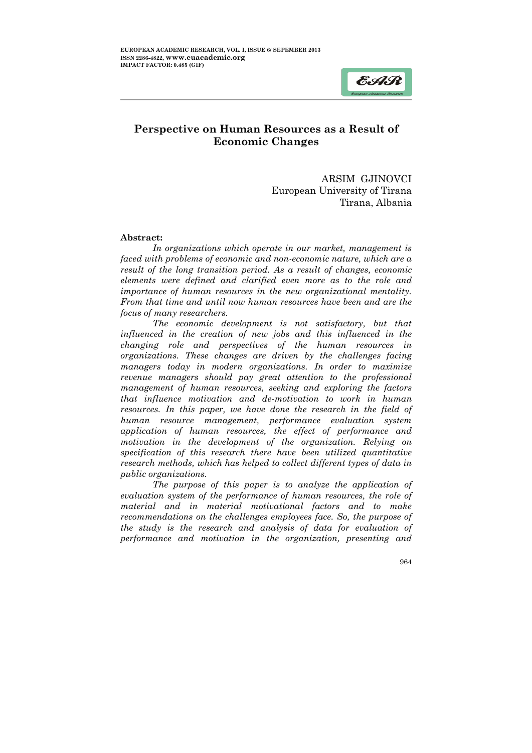# Perspective on Human Resources as a Result of Economic Changes

ARSIM GJINOVCI
European University of Tirana
Tirana, Albania

**Abstract:**

*In organizations which operate in our market, management is faced with problems of economic and non-economic nature, which are a result of the long transition period. As a result of changes, economic elements were defined and clarified even more as to the role and importance of human resources in the new organizational mentality. From that time and until now human resources have been and are the focus of many researchers.*

*The economic development is not satisfactory, but that influenced in the creation of new jobs and this influenced in the changing role and perspectives of the human resources in organizations. These changes are driven by the challenges facing managers today in modern organizations. In order to maximize revenue managers should pay great attention to the professional management of human resources, seeking and exploring the factors that influence motivation and de-motivation to work in human resources. In this paper, we have done the research in the field of human resource management, performance evaluation system application of human resources, the effect of performance and motivation in the development of the organization. Relying on specification of this research there have been utilized quantitative research methods, which has helped to collect different types of data in public organizations.*

*The purpose of this paper is to analyze the application of evaluation system of the performance of human resources, the role of material and in material motivational factors and to make recommendations on the challenges employees face. So, the purpose of the study is the research and analysis of data for evaluation of performance and motivation in the organization, presenting and*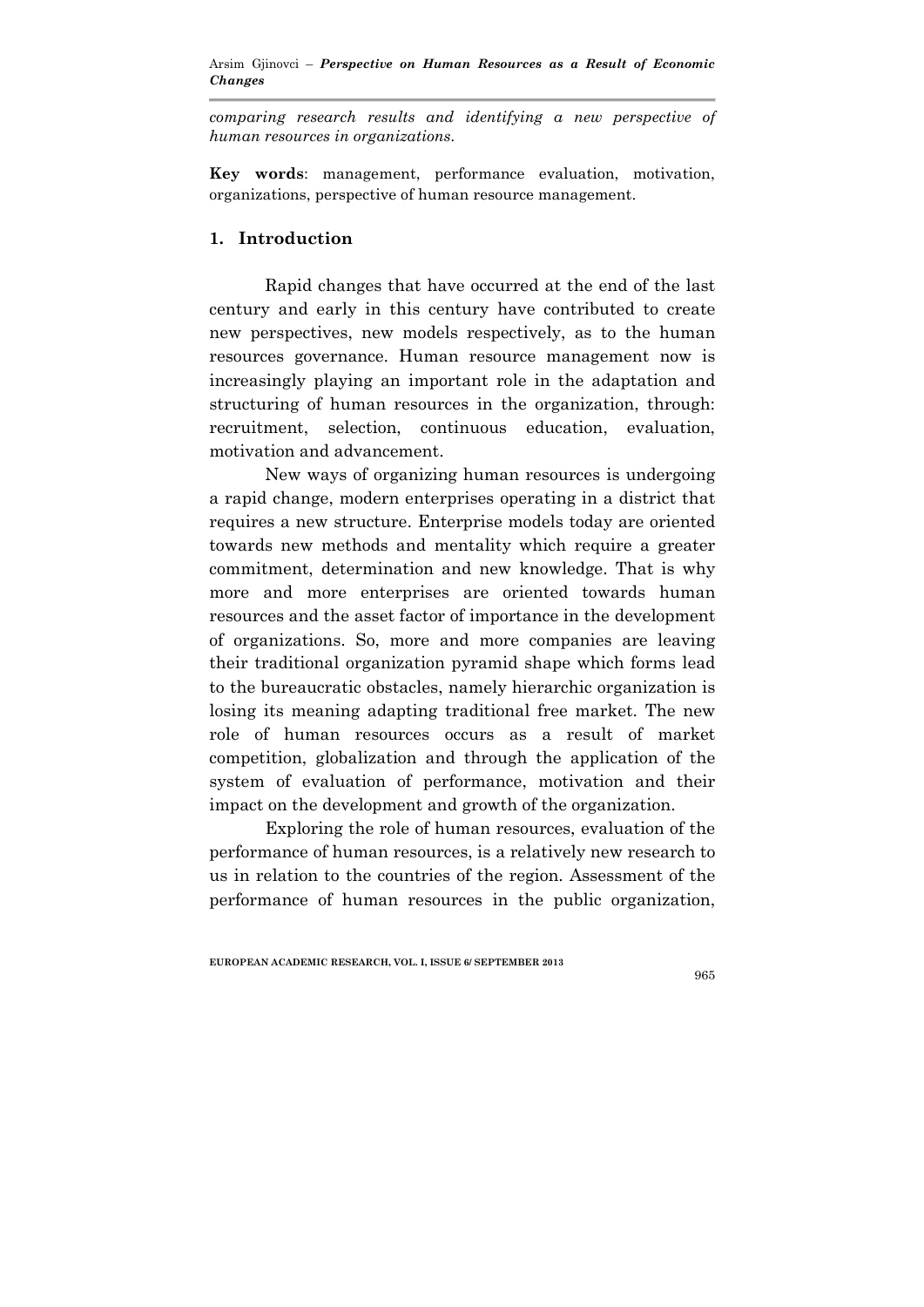*comparing research results and identifying a new perspective of human resources in organizations.*

**Key words**: management, performance evaluation, motivation, organizations, perspective of human resource management.

## 1. Introduction

Rapid changes that have occurred at the end of the last century and early in this century have contributed to create new perspectives, new models respectively, as to the human resources governance. Human resource management now is increasingly playing an important role in the adaptation and structuring of human resources in the organization, through: recruitment, selection, continuous education, evaluation, motivation and advancement.

New ways of organizing human resources is undergoing a rapid change, modern enterprises operating in a district that requires a new structure. Enterprise models today are oriented towards new methods and mentality which require a greater commitment, determination and new knowledge. That is why more and more enterprises are oriented towards human resources and the asset factor of importance in the development of organizations. So, more and more companies are leaving their traditional organization pyramid shape which forms lead to the bureaucratic obstacles, namely hierarchic organization is losing its meaning adapting traditional free market. The new role of human resources occurs as a result of market competition, globalization and through the application of the system of evaluation of performance, motivation and their impact on the development and growth of the organization.

Exploring the role of human resources, evaluation of the performance of human resources, is a relatively new research to us in relation to the countries of the region. Assessment of the performance of human resources in the public organization,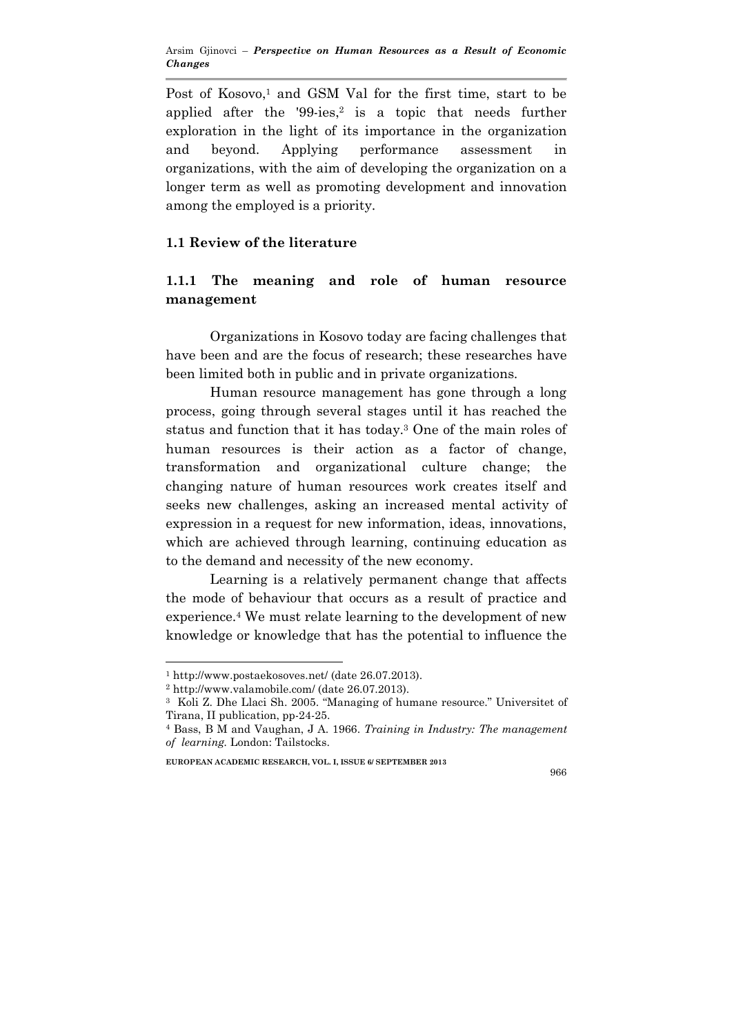Post of Kosovo,[1] and GSM Val for the first time, start to be applied after the '99-ies,[2] is a topic that needs further exploration in the light of its importance in the organization and beyond. Applying performance assessment in organizations, with the aim of developing the organization on a longer term as well as promoting development and innovation among the employed is a priority.

## 1.1 Review of the literature

### 1.1.1 The meaning and role of human resource management

Organizations in Kosovo today are facing challenges that have been and are the focus of research; these researches have been limited both in public and in private organizations.

Human resource management has gone through a long process, going through several stages until it has reached the status and function that it has today.[3] One of the main roles of human resources is their action as a factor of change, transformation and organizational culture change; the changing nature of human resources work creates itself and seeks new challenges, asking an increased mental activity of expression in a request for new information, ideas, innovations, which are achieved through learning, continuing education as to the demand and necessity of the new economy.

Learning is a relatively permanent change that affects the mode of behaviour that occurs as a result of practice and experience.[4] We must relate learning to the development of new knowledge or knowledge that has the potential to influence the

---

[1] http://www.postaekosoves.net/ (date 26.07.2013).

[2] http://www.valamobile.com/ (date 26.07.2013).

[3] Koli Z. Dhe Llaci Sh. 2005. "Managing of humane resource." Universitet of Tirana, II publication, pp-24-25.

[4] Bass, B M and Vaughan, J A. 1966. *Training in Industry: The management of learning.* London: Tailstocks.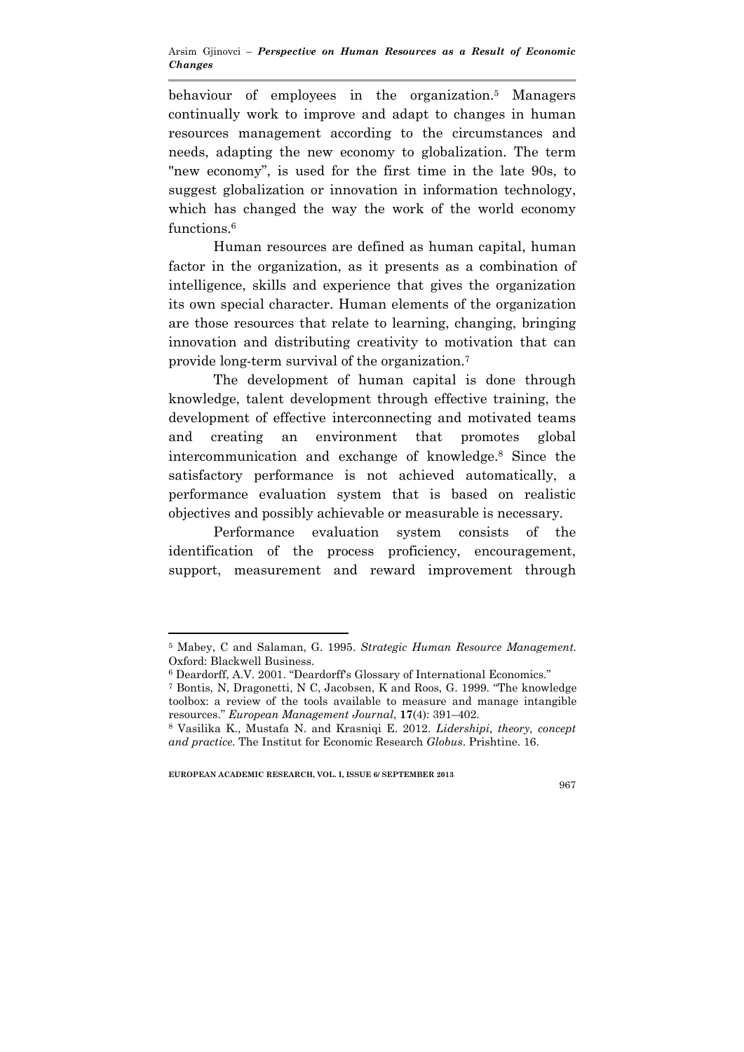behaviour of employees in the organization.[5] Managers continually work to improve and adapt to changes in human resources management according to the circumstances and needs, adapting the new economy to globalization. The term "new economy", is used for the first time in the late 90s, to suggest globalization or innovation in information technology, which has changed the way the work of the world economy functions.[6]

Human resources are defined as human capital, human factor in the organization, as it presents as a combination of intelligence, skills and experience that gives the organization its own special character. Human elements of the organization are those resources that relate to learning, changing, bringing innovation and distributing creativity to motivation that can provide long-term survival of the organization.[7]

The development of human capital is done through knowledge, talent development through effective training, the development of effective interconnecting and motivated teams and creating an environment that promotes global intercommunication and exchange of knowledge.[8] Since the satisfactory performance is not achieved automatically, a performance evaluation system that is based on realistic objectives and possibly achievable or measurable is necessary.

Performance evaluation system consists of the identification of the process proficiency, encouragement, support, measurement and reward improvement through

---

[5] Mabey, C and Salaman, G. 1995. *Strategic Human Resource Management.* Oxford: Blackwell Business.

[6] Deardorff, A.V. 2001. "Deardorff's Glossary of International Economics."

[7] Bontis, N, Dragonetti, N C, Jacobsen, K and Roos, G. 1999. "The knowledge toolbox: a review of the tools available to measure and manage intangible resources." *European Management Journal*, **17**(4): 391–402.

[8] Vasilika K., Mustafa N. and Krasniqi E. 2012. *Lidershipi, theory, concept and practice.* The Institut for Economic Research *Globus*. Prishtine. 16.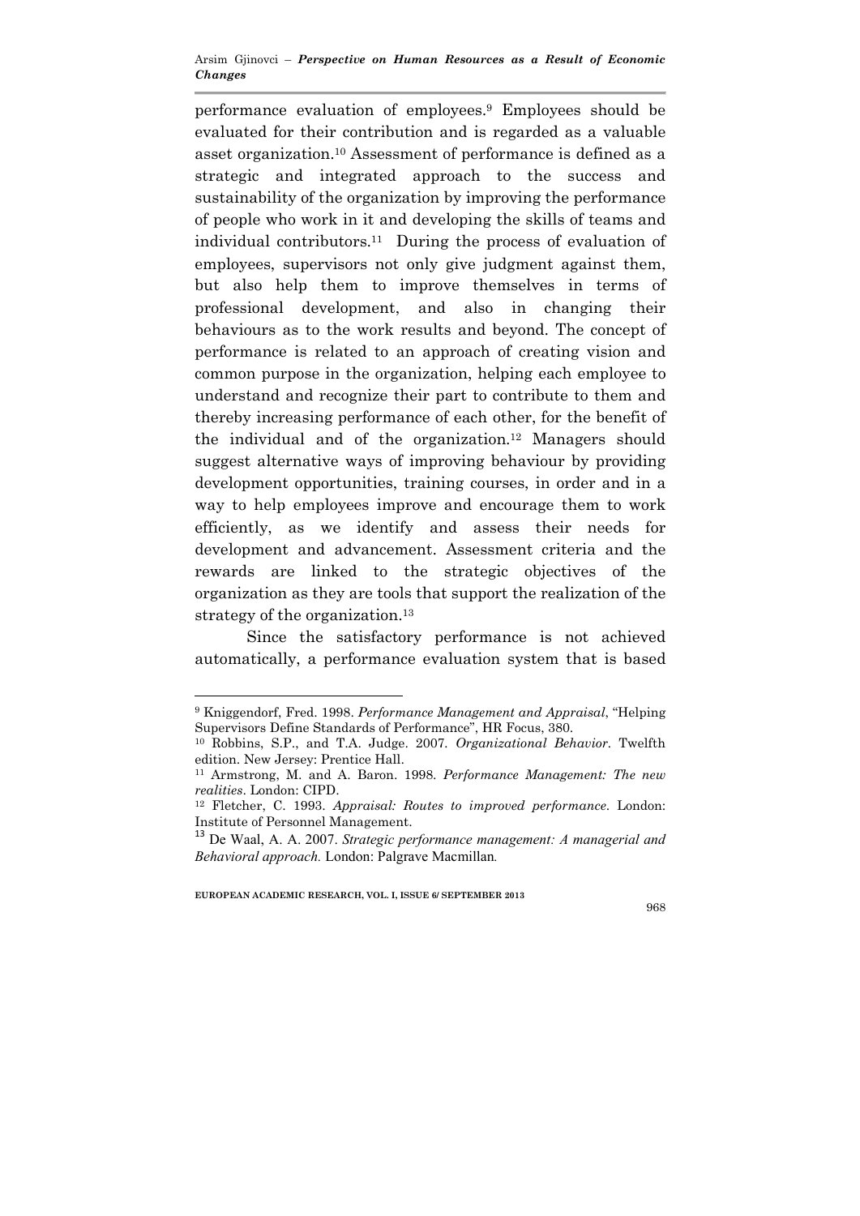performance evaluation of employees.[9] Employees should be evaluated for their contribution and is regarded as a valuable asset organization.[10] Assessment of performance is defined as a strategic and integrated approach to the success and sustainability of the organization by improving the performance of people who work in it and developing the skills of teams and individual contributors.[11] During the process of evaluation of employees, supervisors not only give judgment against them, but also help them to improve themselves in terms of professional development, and also in changing their behaviours as to the work results and beyond. The concept of performance is related to an approach of creating vision and common purpose in the organization, helping each employee to understand and recognize their part to contribute to them and thereby increasing performance of each other, for the benefit of the individual and of the organization.[12] Managers should suggest alternative ways of improving behaviour by providing development opportunities, training courses, in order and in a way to help employees improve and encourage them to work efficiently, as we identify and assess their needs for development and advancement. Assessment criteria and the rewards are linked to the strategic objectives of the organization as they are tools that support the realization of the strategy of the organization.[13]

Since the satisfactory performance is not achieved automatically, a performance evaluation system that is based

---

[9] Kniggendorf, Fred. 1998. *Performance Management and Appraisal*, "Helping Supervisors Define Standards of Performance", HR Focus, 380.

[10] Robbins, S.P., and T.A. Judge. 2007. *Organizational Behavior*. Twelfth edition. New Jersey: Prentice Hall.

[11] Armstrong, M. and A. Baron. 1998. *Performance Management: The new realities*. London: CIPD.

[12] Fletcher, C. 1993. *Appraisal: Routes to improved performance*. London: Institute of Personnel Management.

[13] De Waal, A. A. 2007. *Strategic performance management: A managerial and Behavioral approach.* London: Palgrave Macmillan.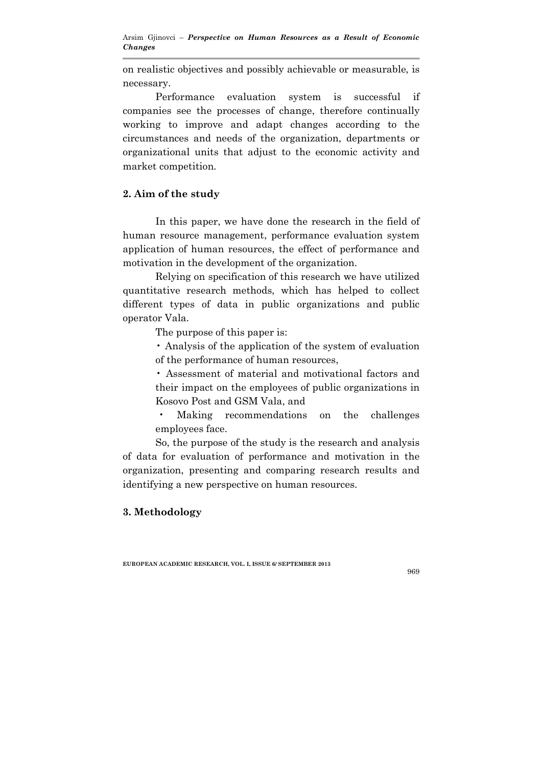on realistic objectives and possibly achievable or measurable, is necessary.

Performance evaluation system is successful if companies see the processes of change, therefore continually working to improve and adapt changes according to the circumstances and needs of the organization, departments or organizational units that adjust to the economic activity and market competition.

## 2. Aim of the study

In this paper, we have done the research in the field of human resource management, performance evaluation system application of human resources, the effect of performance and motivation in the development of the organization.

Relying on specification of this research we have utilized quantitative research methods, which has helped to collect different types of data in public organizations and public operator Vala.

The purpose of this paper is:

- Analysis of the application of the system of evaluation of the performance of human resources,
- Assessment of material and motivational factors and their impact on the employees of public organizations in Kosovo Post and GSM Vala, and
- Making recommendations on the challenges employees face.

So, the purpose of the study is the research and analysis of data for evaluation of performance and motivation in the organization, presenting and comparing research results and identifying a new perspective on human resources.

## 3. Methodology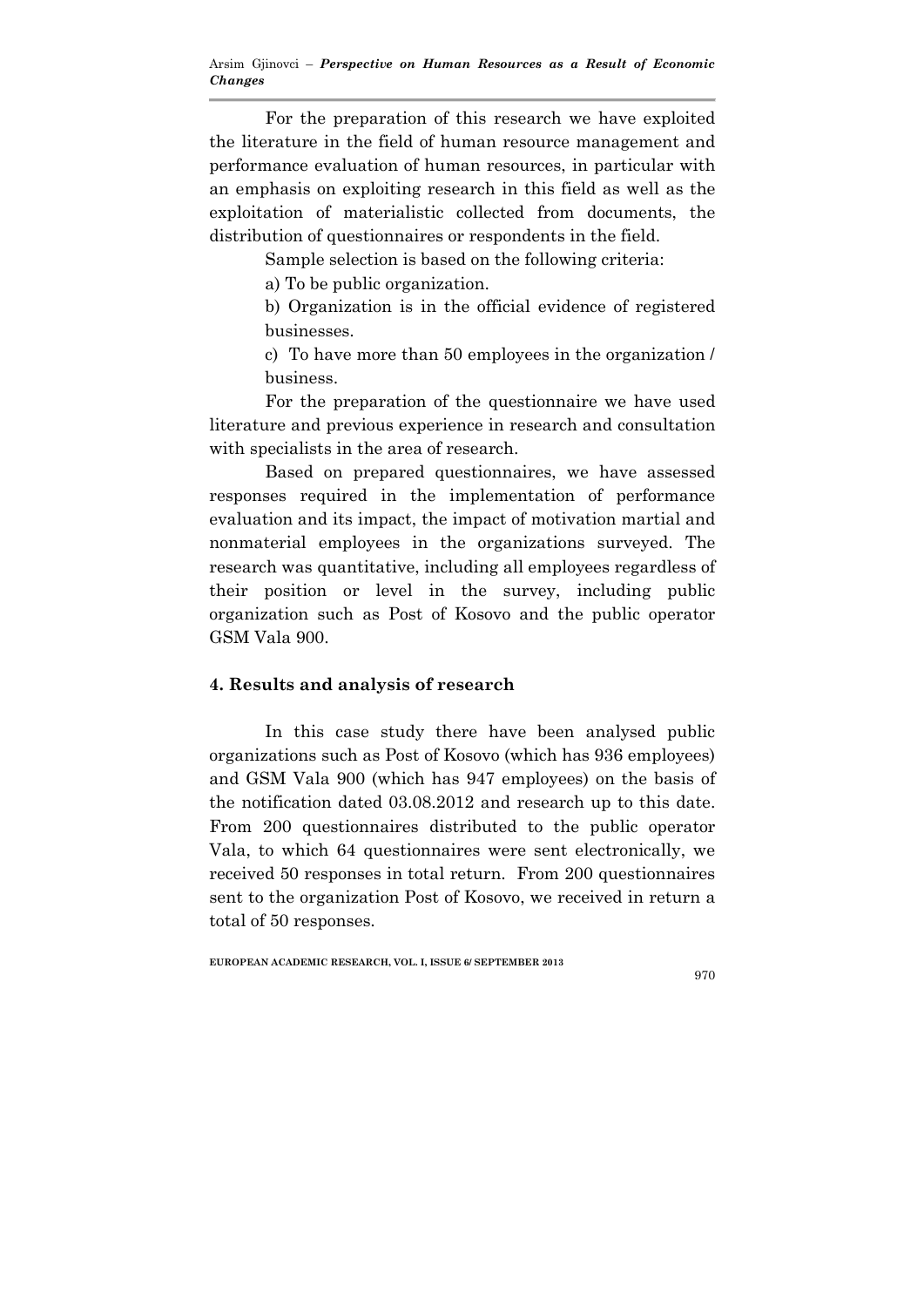For the preparation of this research we have exploited the literature in the field of human resource management and performance evaluation of human resources, in particular with an emphasis on exploiting research in this field as well as the exploitation of materialistic collected from documents, the distribution of questionnaires or respondents in the field.

Sample selection is based on the following criteria:

a) To be public organization.

b) Organization is in the official evidence of registered businesses.

c) To have more than 50 employees in the organization / business.

For the preparation of the questionnaire we have used literature and previous experience in research and consultation with specialists in the area of research.

Based on prepared questionnaires, we have assessed responses required in the implementation of performance evaluation and its impact, the impact of motivation martial and nonmaterial employees in the organizations surveyed. The research was quantitative, including all employees regardless of their position or level in the survey, including public organization such as Post of Kosovo and the public operator GSM Vala 900.

## 4. Results and analysis of research

In this case study there have been analysed public organizations such as Post of Kosovo (which has 936 employees) and GSM Vala 900 (which has 947 employees) on the basis of the notification dated 03.08.2012 and research up to this date. From 200 questionnaires distributed to the public operator Vala, to which 64 questionnaires were sent electronically, we received 50 responses in total return. From 200 questionnaires sent to the organization Post of Kosovo, we received in return a total of 50 responses.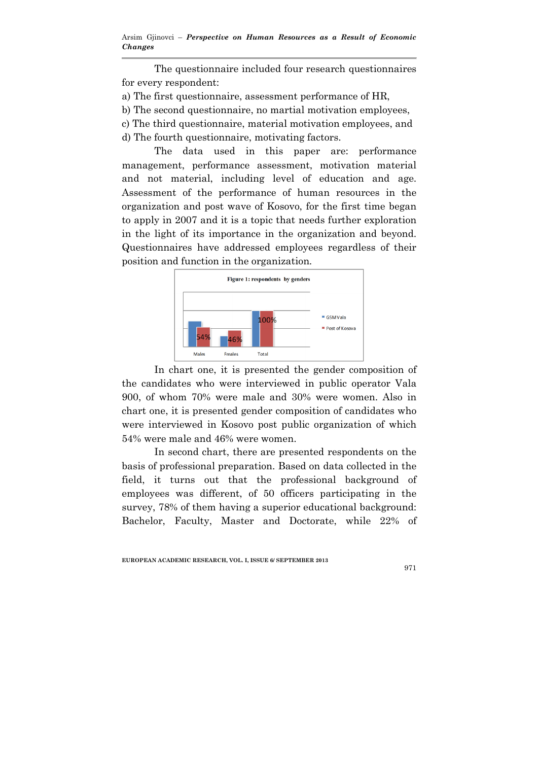The questionnaire included four research questionnaires for every respondent:

a) The first questionnaire, assessment performance of HR,
b) The second questionnaire, no martial motivation employees,
c) The third questionnaire, material motivation employees, and
d) The fourth questionnaire, motivating factors.

The data used in this paper are: performance management, performance assessment, motivation material and not material, including level of education and age. Assessment of the performance of human resources in the organization and post wave of Kosovo, for the first time began to apply in 2007 and it is a topic that needs further exploration in the light of its importance in the organization and beyond. Questionnaires have addressed employees regardless of their position and function in the organization.

Figure 1: respondents by genders

In chart one, it is presented the gender composition of the candidates who were interviewed in public operator Vala 900, of whom 70% were male and 30% were women. Also in chart one, it is presented gender composition of candidates who were interviewed in Kosovo post public organization of which 54% were male and 46% were women.

In second chart, there are presented respondents on the basis of professional preparation. Based on data collected in the field, it turns out that the professional background of employees was different, of 50 officers participating in the survey, 78% of them having a superior educational background: Bachelor, Faculty, Master and Doctorate, while 22% of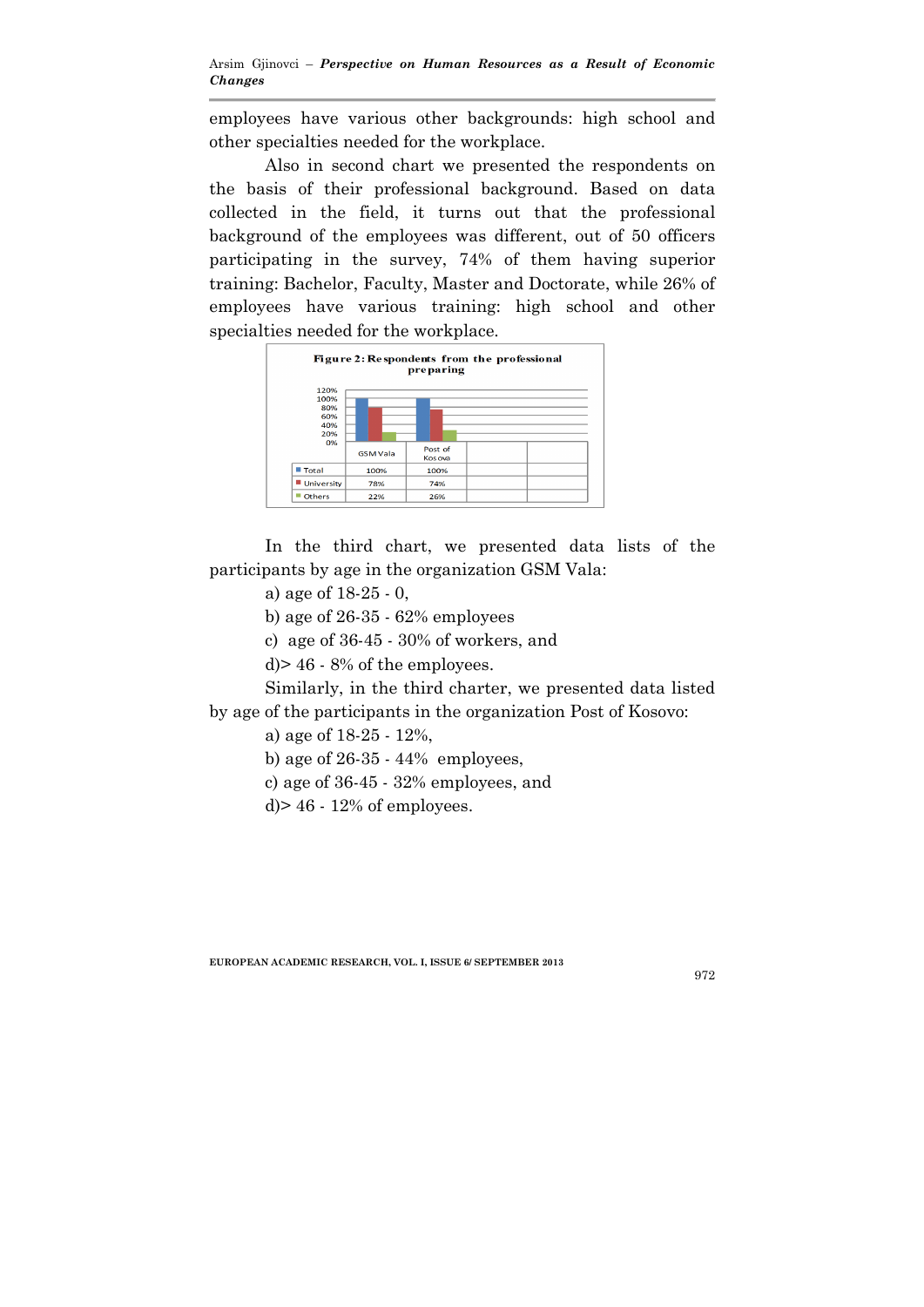employees have various other backgrounds: high school and other specialties needed for the workplace.

Also in second chart we presented the respondents on the basis of their professional background. Based on data collected in the field, it turns out that the professional background of the employees was different, out of 50 officers participating in the survey, 74% of them having superior training: Bachelor, Faculty, Master and Doctorate, while 26% of employees have various training: high school and other specialties needed for the workplace.

**Figure 2: Respondents from the professional preparing**

| | GSM Vala | Post of Kosova |
|---|---|---|
| Total | 100% | 100% |
| University | 78% | 74% |
| Others | 22% | 26% |

In the third chart, we presented data lists of the participants by age in the organization GSM Vala:

a) age of 18-25 - 0,

b) age of 26-35 - 62% employees

c) age of 36-45 - 30% of workers, and

d)> 46 - 8% of the employees.

Similarly, in the third charter, we presented data listed by age of the participants in the organization Post of Kosovo:

a) age of 18-25 - 12%,

b) age of 26-35 - 44% employees,

c) age of 36-45 - 32% employees, and

d)> 46 - 12% of employees.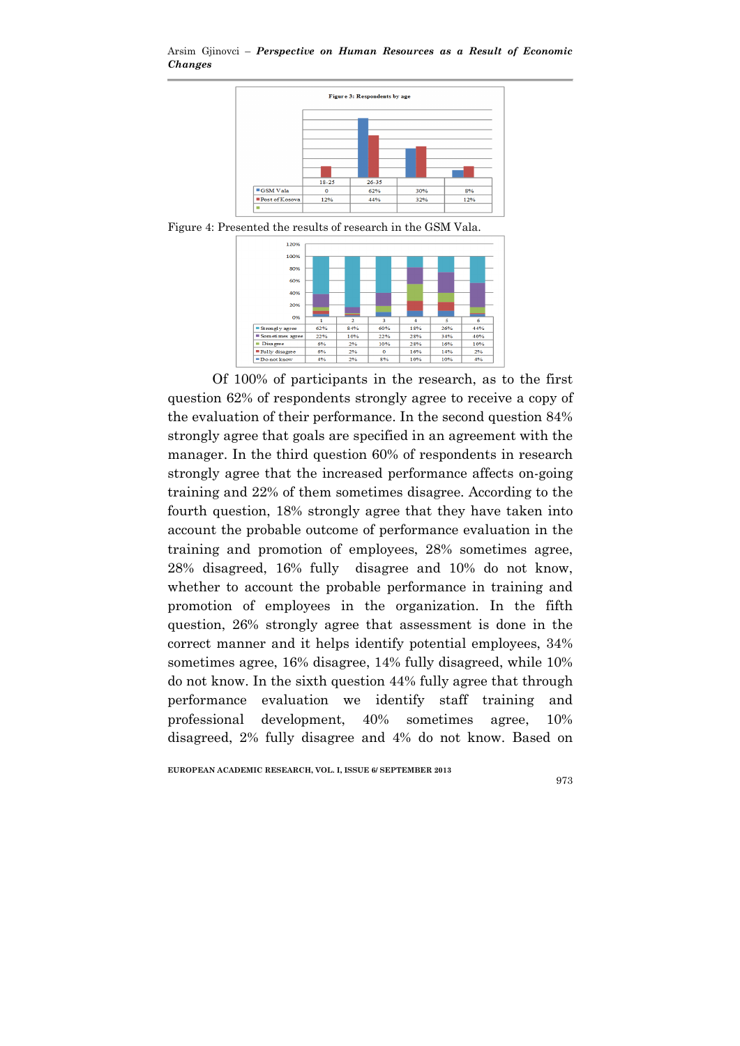**Figure 3: Respondents by age**

| | 18-25 | 26-35 | | |
|---|---|---|---|---|
| GSM Vala | 0 | 62% | 30% | 8% |
| Post of Kosova | 12% | 44% | 32% | 12% |

Figure 4: Presented the results of research in the GSM Vala.

| | 1 | 2 | 3 | 4 | 5 | 6 |
|---|---|---|---|---|---|---|
| Strongly agree | 62% | 84% | 60% | 18% | 26% | 44% |
| Sometimes agree | 22% | 10% | 22% | 28% | 34% | 40% |
| Disagree | 6% | 2% | 10% | 28% | 16% | 10% |
| Fully disagree | 6% | 2% | 0 | 16% | 14% | 2% |
| Do not know | 4% | 2% | 8% | 10% | 10% | 4% |

Of 100% of participants in the research, as to the first question 62% of respondents strongly agree to receive a copy of the evaluation of their performance. In the second question 84% strongly agree that goals are specified in an agreement with the manager. In the third question 60% of respondents in research strongly agree that the increased performance affects on-going training and 22% of them sometimes disagree. According to the fourth question, 18% strongly agree that they have taken into account the probable outcome of performance evaluation in the training and promotion of employees, 28% sometimes agree, 28% disagreed, 16% fully disagree and 10% do not know, whether to account the probable performance in training and promotion of employees in the organization. In the fifth question, 26% strongly agree that assessment is done in the correct manner and it helps identify potential employees, 34% sometimes agree, 16% disagree, 14% fully disagreed, while 10% do not know. In the sixth question 44% fully agree that through performance evaluation we identify staff training and professional development, 40% sometimes agree, 10% disagreed, 2% fully disagree and 4% do not know. Based on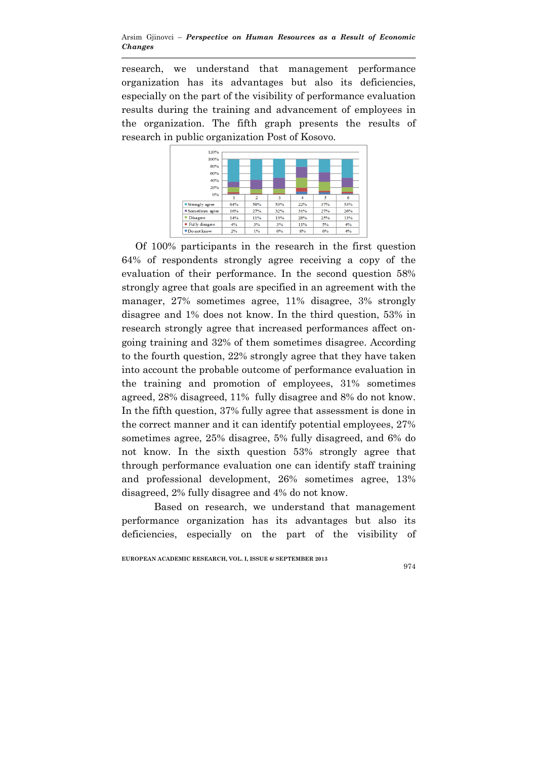research, we understand that management performance organization has its advantages but also its deficiencies, especially on the part of the visibility of performance evaluation results during the training and advancement of employees in the organization. The fifth graph presents the results of research in public organization Post of Kosovo.

| | 1 | 2 | 3 | 4 | 5 | 6 |
|---|---|---|---|---|---|---|
| Strongly agree | 64% | 58% | 53% | 22% | 37% | 53% |
| Sometimes agree | 16% | 27% | 32% | 31% | 27% | 26% |
| Disagree | 14% | 11% | 13% | 28% | 25% | 13% |
| Fully disagree | 4% | 3% | 3% | 11% | 5% | 4% |
| Do not know | 2% | 1% | 0% | 8% | 6% | 4% |

Of 100% participants in the research in the first question 64% of respondents strongly agree receiving a copy of the evaluation of their performance. In the second question 58% strongly agree that goals are specified in an agreement with the manager, 27% sometimes agree, 11% disagree, 3% strongly disagree and 1% does not know. In the third question, 53% in research strongly agree that increased performances affect on-going training and 32% of them sometimes disagree. According to the fourth question, 22% strongly agree that they have taken into account the probable outcome of performance evaluation in the training and promotion of employees, 31% sometimes agreed, 28% disagreed, 11% fully disagree and 8% do not know. In the fifth question, 37% fully agree that assessment is done in the correct manner and it can identify potential employees, 27% sometimes agree, 25% disagree, 5% fully disagreed, and 6% do not know. In the sixth question 53% strongly agree that through performance evaluation one can identify staff training and professional development, 26% sometimes agree, 13% disagreed, 2% fully disagree and 4% do not know.

Based on research, we understand that management performance organization has its advantages but also its deficiencies, especially on the part of the visibility of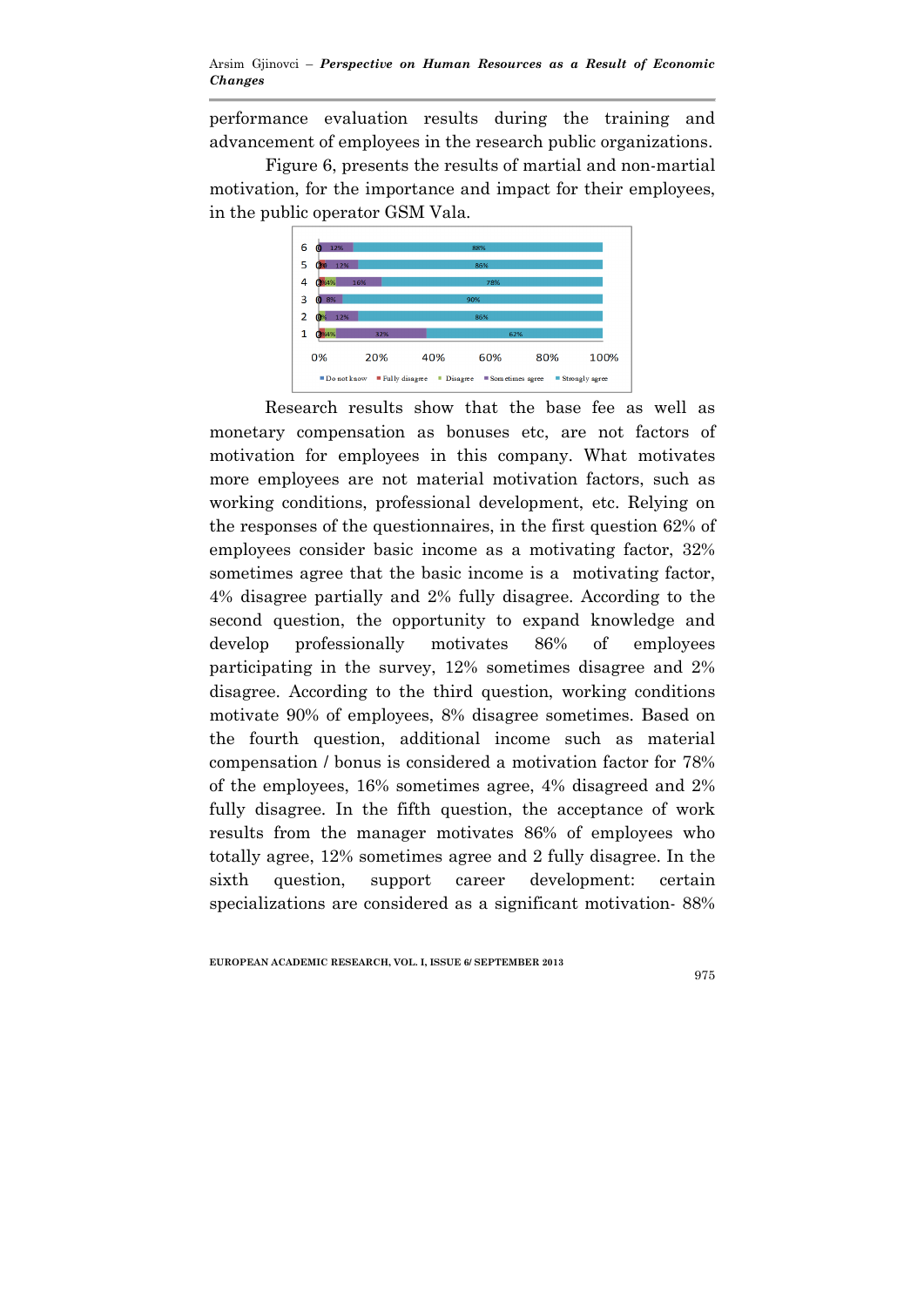performance evaluation results during the training and advancement of employees in the research public organizations.

Figure 6, presents the results of martial and non-martial motivation, for the importance and impact for their employees, in the public operator GSM Vala.

Research results show that the base fee as well as monetary compensation as bonuses etc, are not factors of motivation for employees in this company. What motivates more employees are not material motivation factors, such as working conditions, professional development, etc. Relying on the responses of the questionnaires, in the first question 62% of employees consider basic income as a motivating factor, 32% sometimes agree that the basic income is a motivating factor, 4% disagree partially and 2% fully disagree. According to the second question, the opportunity to expand knowledge and develop professionally motivates 86% of employees participating in the survey, 12% sometimes disagree and 2% disagree. According to the third question, working conditions motivate 90% of employees, 8% disagree sometimes. Based on the fourth question, additional income such as material compensation / bonus is considered a motivation factor for 78% of the employees, 16% sometimes agree, 4% disagreed and 2% fully disagree. In the fifth question, the acceptance of work results from the manager motivates 86% of employees who totally agree, 12% sometimes agree and 2 fully disagree. In the sixth question, support career development: certain specializations are considered as a significant motivation- 88%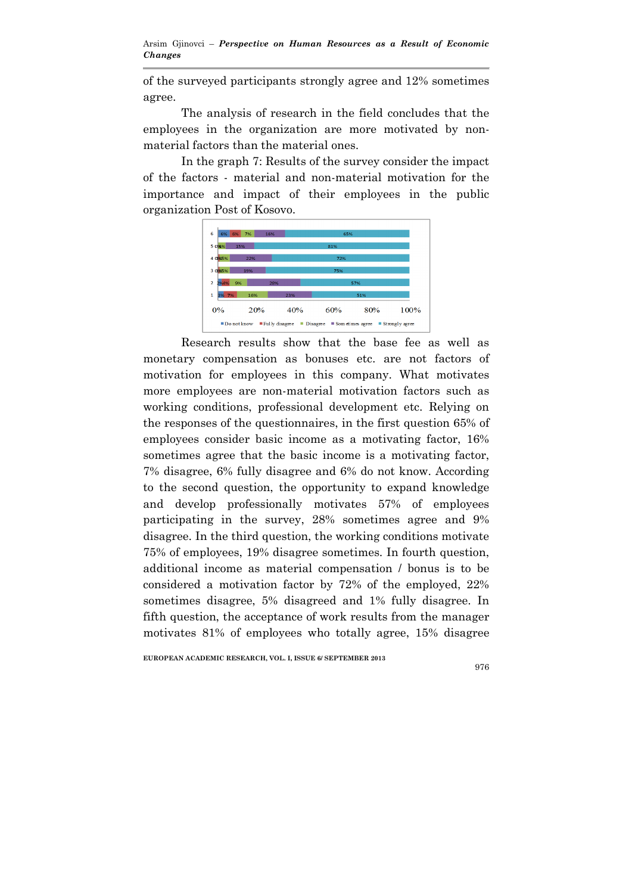of the surveyed participants strongly agree and 12% sometimes agree.

The analysis of research in the field concludes that the employees in the organization are more motivated by non-material factors than the material ones.

In the graph 7: Results of the survey consider the impact of the factors - material and non-material motivation for the importance and impact of their employees in the public organization Post of Kosovo.

| | Do not know | Fully disagree | Disagree | Sometimes agree | Strongly agree |
|---|---|---|---|---|---|
| 6 | 6% | 6% | 7% | 16% | 65% |
| 5 | 0% | | 4% | 15% | 81% |
| 4 | 0% | 1% | 5% | 22% | 72% |
| 3 | 0% | 1% | 5% | 19% | 75% |
| 2 | 2% | 4% | 9% | 28% | 57% |
| 1 | 3% | 7% | 16% | 23% | 51% |

Research results show that the base fee as well as monetary compensation as bonuses etc. are not factors of motivation for employees in this company. What motivates more employees are non-material motivation factors such as working conditions, professional development etc. Relying on the responses of the questionnaires, in the first question 65% of employees consider basic income as a motivating factor, 16% sometimes agree that the basic income is a motivating factor, 7% disagree, 6% fully disagree and 6% do not know. According to the second question, the opportunity to expand knowledge and develop professionally motivates 57% of employees participating in the survey, 28% sometimes agree and 9% disagree. In the third question, the working conditions motivate 75% of employees, 19% disagree sometimes. In fourth question, additional income as material compensation / bonus is to be considered a motivation factor by 72% of the employed, 22% sometimes disagree, 5% disagreed and 1% fully disagree. In fifth question, the acceptance of work results from the manager motivates 81% of employees who totally agree, 15% disagree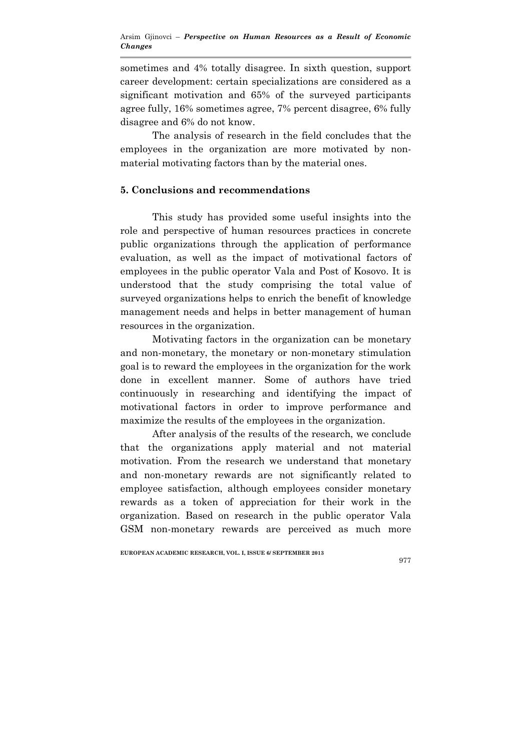sometimes and 4% totally disagree. In sixth question, support career development: certain specializations are considered as a significant motivation and 65% of the surveyed participants agree fully, 16% sometimes agree, 7% percent disagree, 6% fully disagree and 6% do not know.

The analysis of research in the field concludes that the employees in the organization are more motivated by non-material motivating factors than by the material ones.

## 5. Conclusions and recommendations

This study has provided some useful insights into the role and perspective of human resources practices in concrete public organizations through the application of performance evaluation, as well as the impact of motivational factors of employees in the public operator Vala and Post of Kosovo. It is understood that the study comprising the total value of surveyed organizations helps to enrich the benefit of knowledge management needs and helps in better management of human resources in the organization.

Motivating factors in the organization can be monetary and non-monetary, the monetary or non-monetary stimulation goal is to reward the employees in the organization for the work done in excellent manner. Some of authors have tried continuously in researching and identifying the impact of motivational factors in order to improve performance and maximize the results of the employees in the organization.

After analysis of the results of the research, we conclude that the organizations apply material and not material motivation. From the research we understand that monetary and non-monetary rewards are not significantly related to employee satisfaction, although employees consider monetary rewards as a token of appreciation for their work in the organization. Based on research in the public operator Vala GSM non-monetary rewards are perceived as much more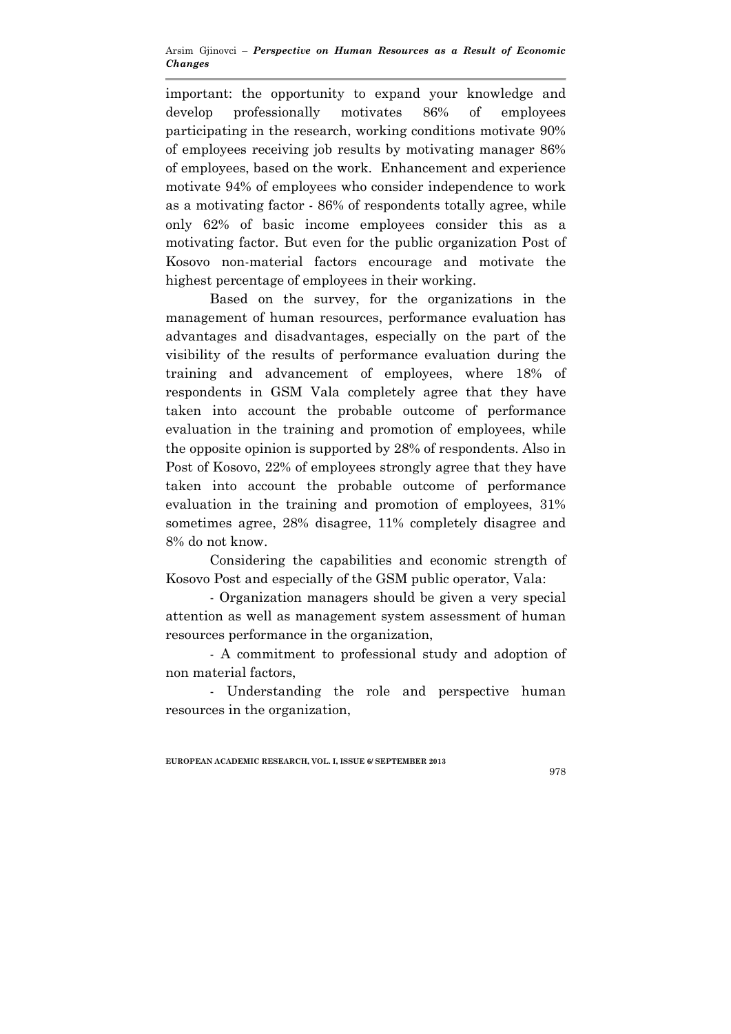important: the opportunity to expand your knowledge and develop professionally motivates 86% of employees participating in the research, working conditions motivate 90% of employees receiving job results by motivating manager 86% of employees, based on the work. Enhancement and experience motivate 94% of employees who consider independence to work as a motivating factor - 86% of respondents totally agree, while only 62% of basic income employees consider this as a motivating factor. But even for the public organization Post of Kosovo non-material factors encourage and motivate the highest percentage of employees in their working.

Based on the survey, for the organizations in the management of human resources, performance evaluation has advantages and disadvantages, especially on the part of the visibility of the results of performance evaluation during the training and advancement of employees, where 18% of respondents in GSM Vala completely agree that they have taken into account the probable outcome of performance evaluation in the training and promotion of employees, while the opposite opinion is supported by 28% of respondents. Also in Post of Kosovo, 22% of employees strongly agree that they have taken into account the probable outcome of performance evaluation in the training and promotion of employees, 31% sometimes agree, 28% disagree, 11% completely disagree and 8% do not know.

Considering the capabilities and economic strength of Kosovo Post and especially of the GSM public operator, Vala:

- Organization managers should be given a very special attention as well as management system assessment of human resources performance in the organization,

- A commitment to professional study and adoption of non material factors,

- Understanding the role and perspective human resources in the organization,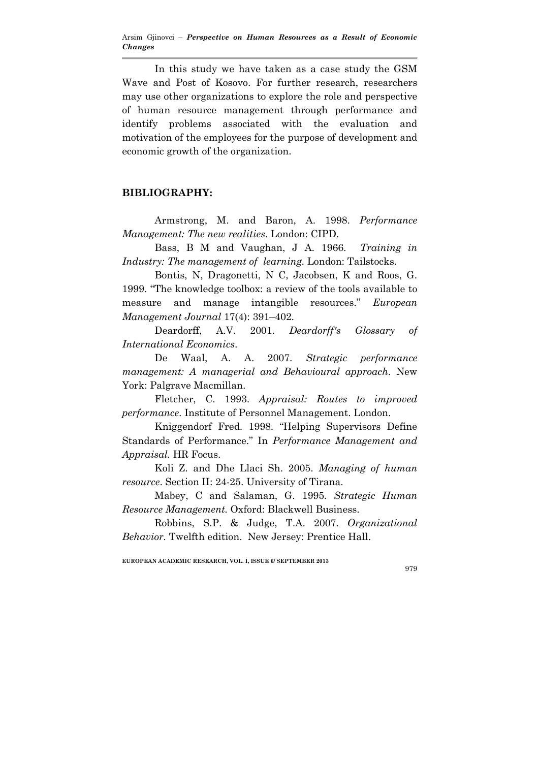In this study we have taken as a case study the GSM Wave and Post of Kosovo. For further research, researchers may use other organizations to explore the role and perspective of human resource management through performance and identify problems associated with the evaluation and motivation of the employees for the purpose of development and economic growth of the organization.

## BIBLIOGRAPHY:

Armstrong, M. and Baron, A. 1998. *Performance Management: The new realities*. London: CIPD.

Bass, B M and Vaughan, J A. 1966. *Training in Industry: The management of learning.* London: Tailstocks.

Bontis, N, Dragonetti, N C, Jacobsen, K and Roos, G. 1999. "The knowledge toolbox: a review of the tools available to measure and manage intangible resources." *European Management Journal* 17(4): 391–402.

Deardorff, A.V. 2001. *Deardorff's Glossary of International Economics*.

De Waal, A. A. 2007. *Strategic performance management: A managerial and Behavioural approach*. New York: Palgrave Macmillan.

Fletcher, C. 1993. *Appraisal: Routes to improved performance.* Institute of Personnel Management. London.

Kniggendorf Fred. 1998. "Helping Supervisors Define Standards of Performance." In *Performance Management and Appraisal.* HR Focus.

Koli Z. and Dhe Llaci Sh. 2005. *Managing of human resource*. Section II: 24-25. University of Tirana.

Mabey, C and Salaman, G. 1995. *Strategic Human Resource Management.* Oxford: Blackwell Business.

Robbins, S.P. & Judge, T.A. 2007. *Organizational Behavior.* Twelfth edition. New Jersey: Prentice Hall.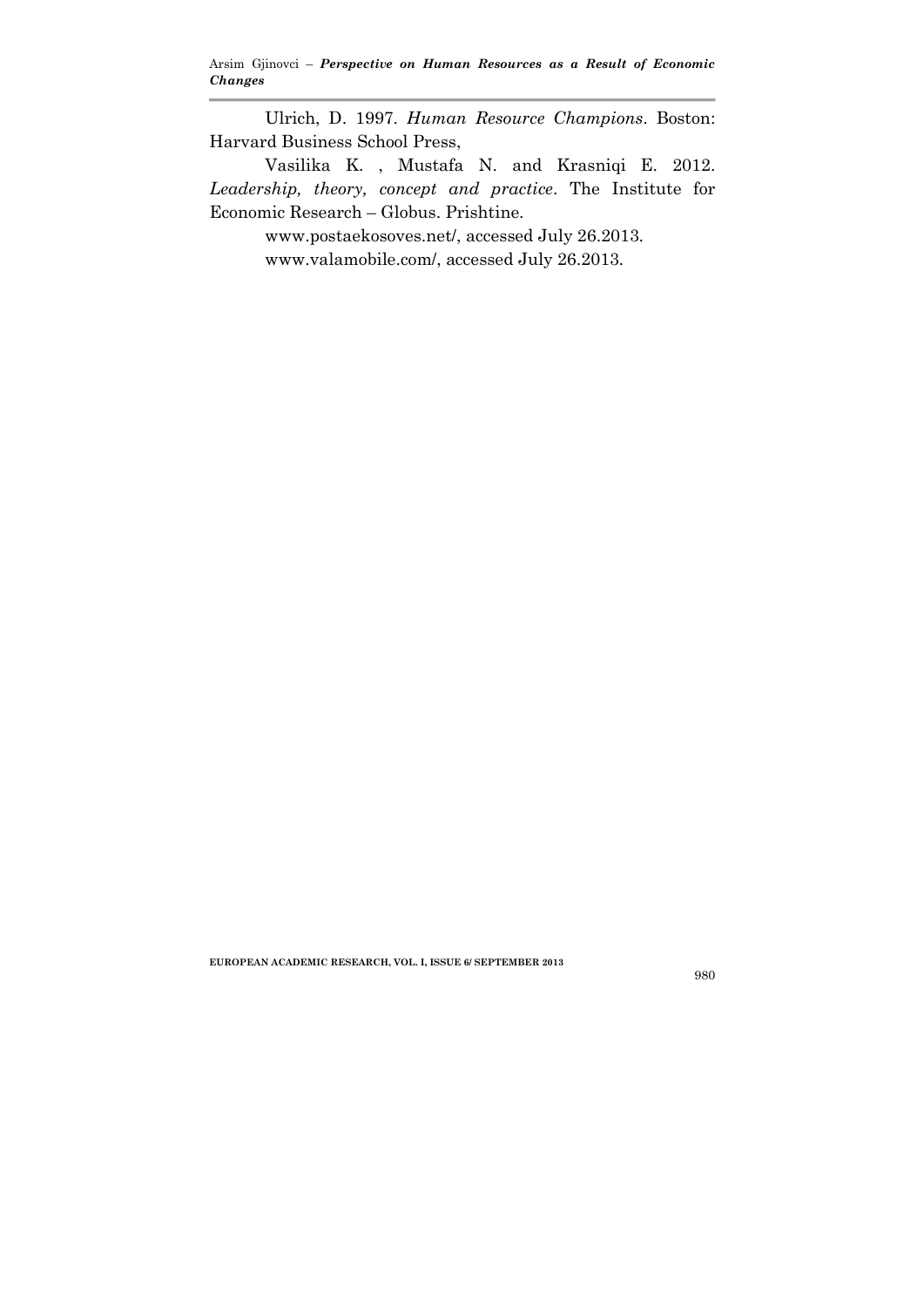Ulrich, D. 1997. *Human Resource Champions*. Boston: Harvard Business School Press,

Vasilika K. , Mustafa N. and Krasniqi E. 2012. *Leadership, theory, concept and practice*. The Institute for Economic Research – Globus. Prishtine.

www.postaekosoves.net/, accessed July 26.2013.

www.valamobile.com/, accessed July 26.2013.